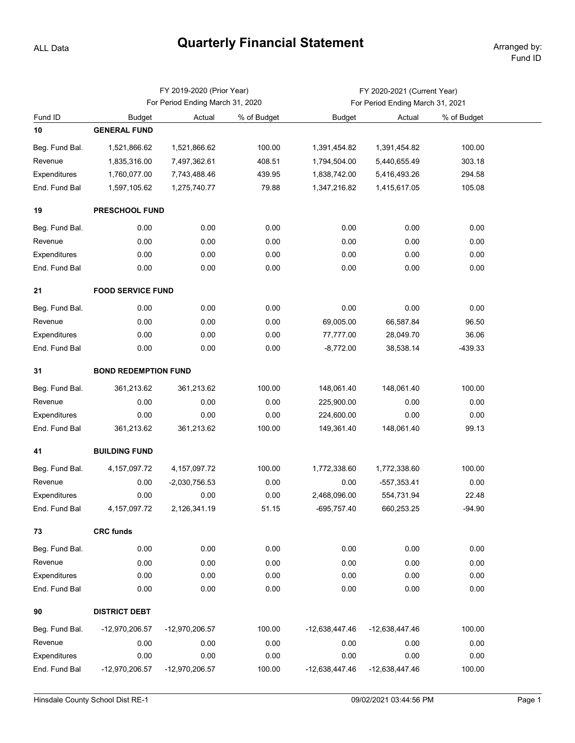ALL Data

# Quarterly Financial Statement

Arranged by: Fund ID

| Fund ID | FY 2019-2020 (Prior Year) For Period Ending March 31, 2020 | | | FY 2020-2021 (Current Year) For Period Ending March 31, 2021 | | |
|---|---|---|---|---|---|---|
| | Budget | Actual | % of Budget | Budget | Actual | % of Budget |
| **10** | **GENERAL FUND** | | | | | |
| Beg. Fund Bal. | 1,521,866.62 | 1,521,866.62 | 100.00 | 1,391,454.82 | 1,391,454.82 | 100.00 |
| Revenue | 1,835,316.00 | 7,497,362.61 | 408.51 | 1,794,504.00 | 5,440,655.49 | 303.18 |
| Expenditures | 1,760,077.00 | 7,743,488.46 | 439.95 | 1,838,742.00 | 5,416,493.26 | 294.58 |
| End. Fund Bal | 1,597,105.62 | 1,275,740.77 | 79.88 | 1,347,216.82 | 1,415,617.05 | 105.08 |
| **19** | **PRESCHOOL FUND** | | | | | |
| Beg. Fund Bal. | 0.00 | 0.00 | 0.00 | 0.00 | 0.00 | 0.00 |
| Revenue | 0.00 | 0.00 | 0.00 | 0.00 | 0.00 | 0.00 |
| Expenditures | 0.00 | 0.00 | 0.00 | 0.00 | 0.00 | 0.00 |
| End. Fund Bal | 0.00 | 0.00 | 0.00 | 0.00 | 0.00 | 0.00 |
| **21** | **FOOD SERVICE FUND** | | | | | |
| Beg. Fund Bal. | 0.00 | 0.00 | 0.00 | 0.00 | 0.00 | 0.00 |
| Revenue | 0.00 | 0.00 | 0.00 | 69,005.00 | 66,587.84 | 96.50 |
| Expenditures | 0.00 | 0.00 | 0.00 | 77,777.00 | 28,049.70 | 36.06 |
| End. Fund Bal | 0.00 | 0.00 | 0.00 | -8,772.00 | 38,538.14 | -439.33 |
| **31** | **BOND REDEMPTION FUND** | | | | | |
| Beg. Fund Bal. | 361,213.62 | 361,213.62 | 100.00 | 148,061.40 | 148,061.40 | 100.00 |
| Revenue | 0.00 | 0.00 | 0.00 | 225,900.00 | 0.00 | 0.00 |
| Expenditures | 0.00 | 0.00 | 0.00 | 224,600.00 | 0.00 | 0.00 |
| End. Fund Bal | 361,213.62 | 361,213.62 | 100.00 | 149,361.40 | 148,061.40 | 99.13 |
| **41** | **BUILDING FUND** | | | | | |
| Beg. Fund Bal. | 4,157,097.72 | 4,157,097.72 | 100.00 | 1,772,338.60 | 1,772,338.60 | 100.00 |
| Revenue | 0.00 | -2,030,756.53 | 0.00 | 0.00 | -557,353.41 | 0.00 |
| Expenditures | 0.00 | 0.00 | 0.00 | 2,468,096.00 | 554,731.94 | 22.48 |
| End. Fund Bal | 4,157,097.72 | 2,126,341.19 | 51.15 | -695,757.40 | 660,253.25 | -94.90 |
| **73** | **CRC funds** | | | | | |
| Beg. Fund Bal. | 0.00 | 0.00 | 0.00 | 0.00 | 0.00 | 0.00 |
| Revenue | 0.00 | 0.00 | 0.00 | 0.00 | 0.00 | 0.00 |
| Expenditures | 0.00 | 0.00 | 0.00 | 0.00 | 0.00 | 0.00 |
| End. Fund Bal | 0.00 | 0.00 | 0.00 | 0.00 | 0.00 | 0.00 |
| **90** | **DISTRICT DEBT** | | | | | |
| Beg. Fund Bal. | -12,970,206.57 | -12,970,206.57 | 100.00 | -12,638,447.46 | -12,638,447.46 | 100.00 |
| Revenue | 0.00 | 0.00 | 0.00 | 0.00 | 0.00 | 0.00 |
| Expenditures | 0.00 | 0.00 | 0.00 | 0.00 | 0.00 | 0.00 |
| End. Fund Bal | -12,970,206.57 | -12,970,206.57 | 100.00 | -12,638,447.46 | -12,638,447.46 | 100.00 |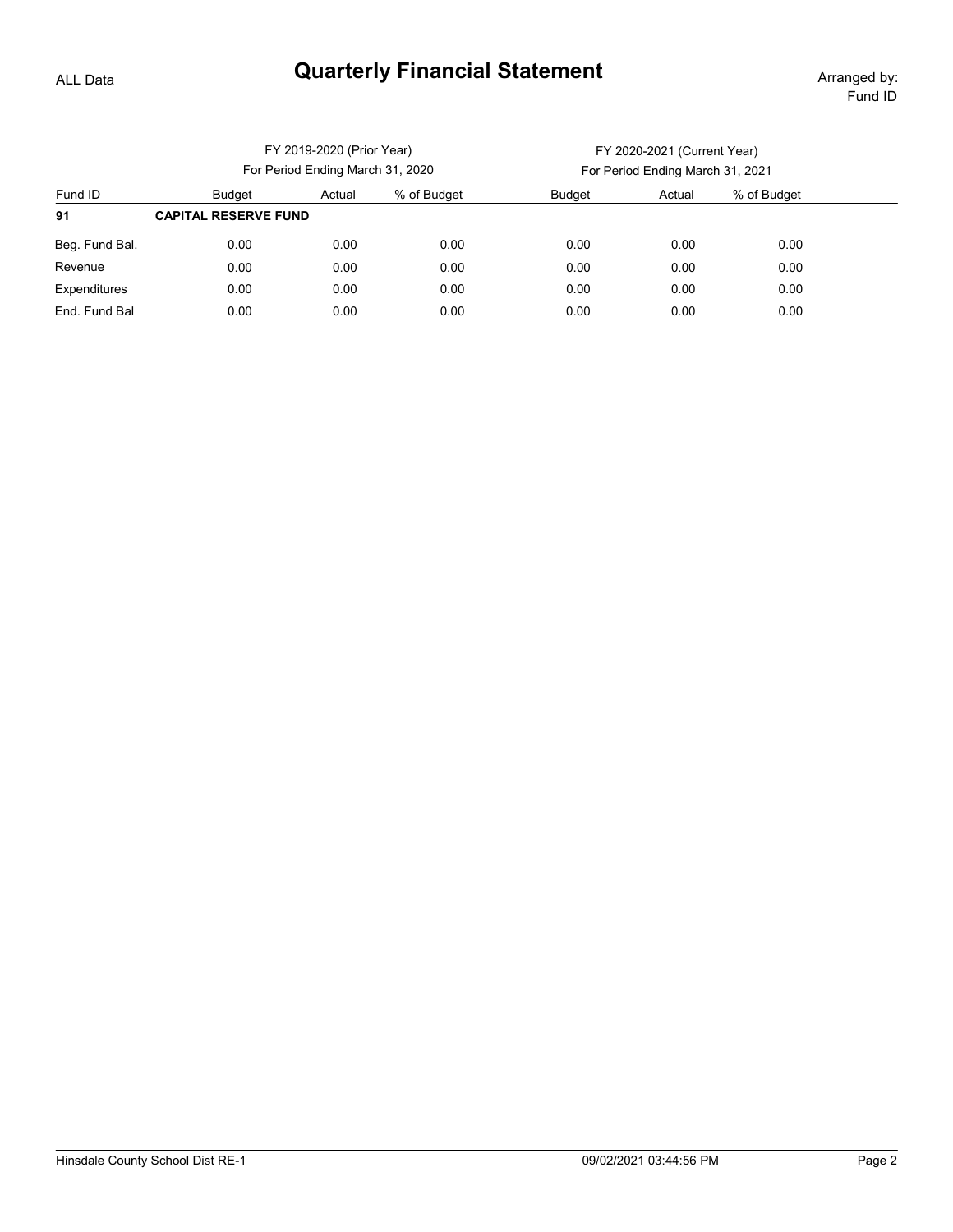ALL Data

# Quarterly Financial Statement

Arranged by: Fund ID

| | FY 2019-2020 (Prior Year) For Period Ending March 31, 2020 | | | FY 2020-2021 (Current Year) For Period Ending March 31, 2021 | | |
|---|---|---|---|---|---|---|
| Fund ID | Budget | Actual | % of Budget | Budget | Actual | % of Budget |
| **91** | **CAPITAL RESERVE FUND** | | | | | |
| Beg. Fund Bal. | 0.00 | 0.00 | 0.00 | 0.00 | 0.00 | 0.00 |
| Revenue | 0.00 | 0.00 | 0.00 | 0.00 | 0.00 | 0.00 |
| Expenditures | 0.00 | 0.00 | 0.00 | 0.00 | 0.00 | 0.00 |
| End. Fund Bal | 0.00 | 0.00 | 0.00 | 0.00 | 0.00 | 0.00 |

Hinsdale County School Dist RE-1 09/02/2021 03:44:56 PM